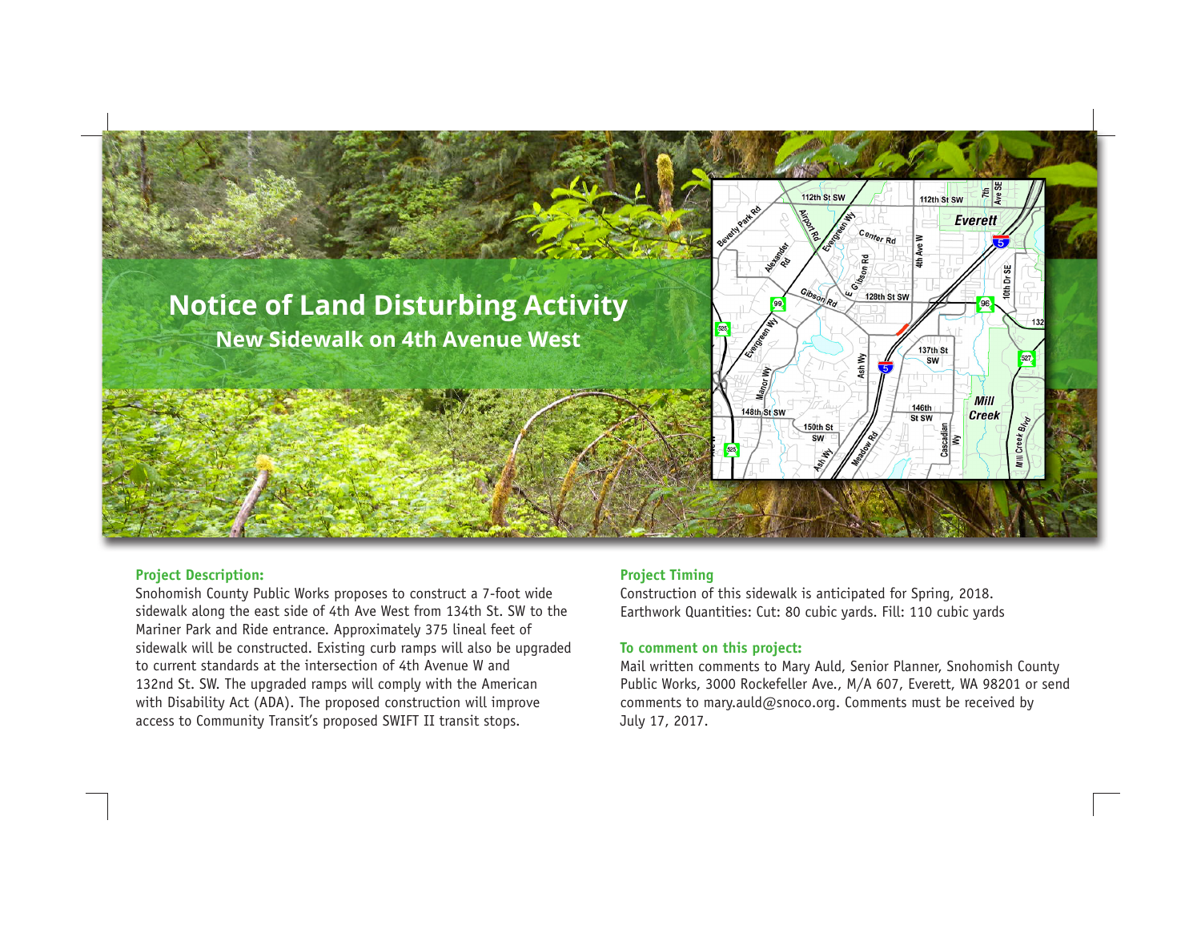# Notice of Land Disturbing Activity

## New Sidewalk on 4th Avenue West

### Project Description:

Snohomish County Public Works proposes to construct a 7-foot wide sidewalk along the east side of 4th Ave West from 134th St. SW to the Mariner Park and Ride entrance. Approximately 375 lineal feet of sidewalk will be constructed. Existing curb ramps will also be upgraded to current standards at the intersection of 4th Avenue W and 132nd St. SW. The upgraded ramps will comply with the American with Disability Act (ADA). The proposed construction will improve access to Community Transit's proposed SWIFT II transit stops.

### Project Timing

Construction of this sidewalk is anticipated for Spring, 2018.
Earthwork Quantities: Cut: 80 cubic yards. Fill: 110 cubic yards

### To comment on this project:

Mail written comments to Mary Auld, Senior Planner, Snohomish County Public Works, 3000 Rockefeller Ave., M/A 607, Everett, WA 98201 or send comments to mary.auld@snoco.org. Comments must be received by July 17, 2017.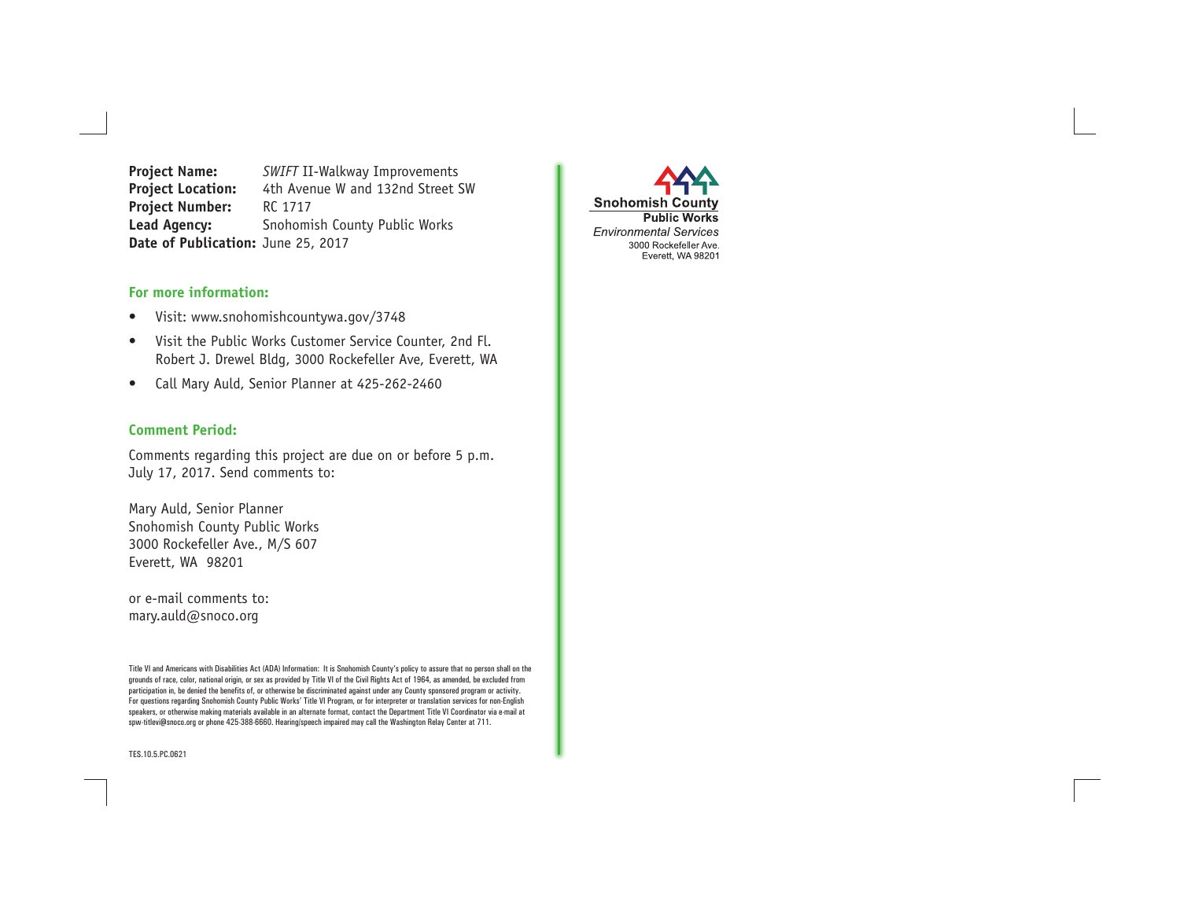**Project Name:** *SWIFT* II-Walkway Improvements
**Project Location:** 4th Avenue W and 132nd Street SW
**Project Number:** RC 1717
**Lead Agency:** Snohomish County Public Works
**Date of Publication:** June 25, 2017

## For more information:

- Visit: www.snohomishcountywa.gov/3748
- Visit the Public Works Customer Service Counter, 2nd Fl. Robert J. Drewel Bldg, 3000 Rockefeller Ave, Everett, WA
- Call Mary Auld, Senior Planner at 425-262-2460

## Comment Period:

Comments regarding this project are due on or before 5 p.m. July 17, 2017. Send comments to:

Mary Auld, Senior Planner
Snohomish County Public Works
3000 Rockefeller Ave., M/S 607
Everett, WA 98201

or e-mail comments to:
mary.auld@snoco.org

Title VI and Americans with Disabilities Act (ADA) Information: It is Snohomish County's policy to assure that no person shall on the grounds of race, color, national origin, or sex as provided by Title VI of the Civil Rights Act of 1964, as amended, be excluded from participation in, be denied the benefits of, or otherwise be discriminated against under any County sponsored program or activity. For questions regarding Snohomish County Public Works' Title VI Program, or for interpreter or translation services for non-English speakers, or otherwise making materials available in an alternate format, contact the Department Title VI Coordinator via e-mail at spw-titlevi@snoco.org or phone 425-388-6660. Hearing/speech impaired may call the Washington Relay Center at 711.

TES.10.5.PC.0621

Snohomish County
Public Works
*Environmental Services*
3000 Rockefeller Ave.
Everett, WA 98201